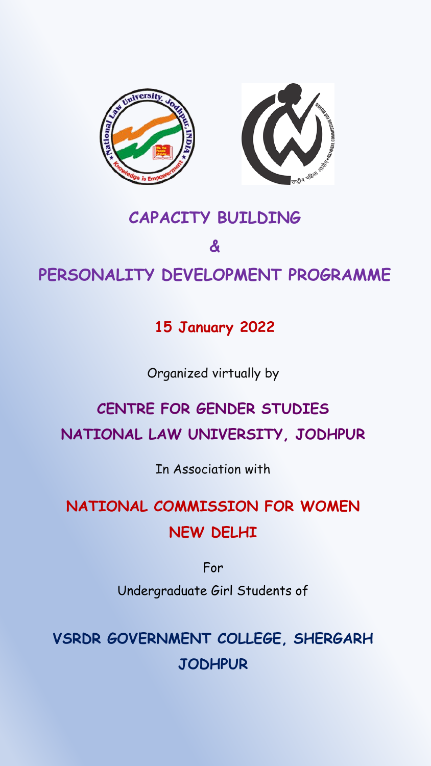# CAPACITY BUILDING

# &

# PERSONALITY DEVELOPMENT PROGRAMME

**15 January 2022**

Organized virtually by

## CENTRE FOR GENDER STUDIES
## NATIONAL LAW UNIVERSITY, JODHPUR

In Association with

## NATIONAL COMMISSION FOR WOMEN
## NEW DELHI

For

Undergraduate Girl Students of

## VSRDR GOVERNMENT COLLEGE, SHERGARH
## JODHPUR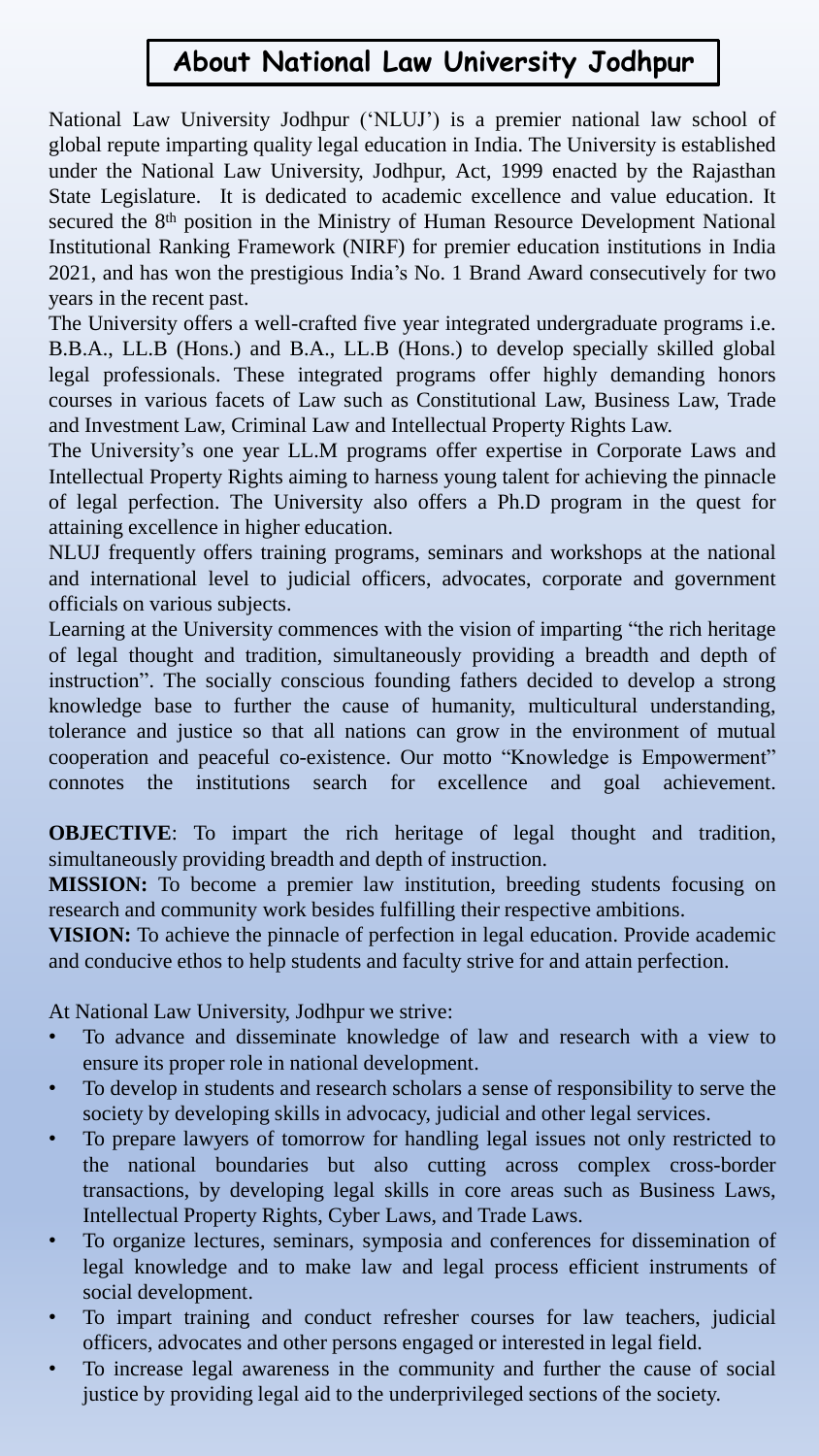# About National Law University Jodhpur

National Law University Jodhpur ('NLUJ') is a premier national law school of global repute imparting quality legal education in India. The University is established under the National Law University, Jodhpur, Act, 1999 enacted by the Rajasthan State Legislature. It is dedicated to academic excellence and value education. It secured the 8th position in the Ministry of Human Resource Development National Institutional Ranking Framework (NIRF) for premier education institutions in India 2021, and has won the prestigious India's No. 1 Brand Award consecutively for two years in the recent past.

The University offers a well-crafted five year integrated undergraduate programs i.e. B.B.A., LL.B (Hons.) and B.A., LL.B (Hons.) to develop specially skilled global legal professionals. These integrated programs offer highly demanding honors courses in various facets of Law such as Constitutional Law, Business Law, Trade and Investment Law, Criminal Law and Intellectual Property Rights Law.

The University's one year LL.M programs offer expertise in Corporate Laws and Intellectual Property Rights aiming to harness young talent for achieving the pinnacle of legal perfection. The University also offers a Ph.D program in the quest for attaining excellence in higher education.

NLUJ frequently offers training programs, seminars and workshops at the national and international level to judicial officers, advocates, corporate and government officials on various subjects.

Learning at the University commences with the vision of imparting "the rich heritage of legal thought and tradition, simultaneously providing a breadth and depth of instruction". The socially conscious founding fathers decided to develop a strong knowledge base to further the cause of humanity, multicultural understanding, tolerance and justice so that all nations can grow in the environment of mutual cooperation and peaceful co-existence. Our motto "Knowledge is Empowerment" connotes the institutions search for excellence and goal achievement.

**OBJECTIVE**: To impart the rich heritage of legal thought and tradition, simultaneously providing breadth and depth of instruction.

**MISSION:** To become a premier law institution, breeding students focusing on research and community work besides fulfilling their respective ambitions.

**VISION:** To achieve the pinnacle of perfection in legal education. Provide academic and conducive ethos to help students and faculty strive for and attain perfection.

At National Law University, Jodhpur we strive:

- To advance and disseminate knowledge of law and research with a view to ensure its proper role in national development.
- To develop in students and research scholars a sense of responsibility to serve the society by developing skills in advocacy, judicial and other legal services.
- To prepare lawyers of tomorrow for handling legal issues not only restricted to the national boundaries but also cutting across complex cross-border transactions, by developing legal skills in core areas such as Business Laws, Intellectual Property Rights, Cyber Laws, and Trade Laws.
- To organize lectures, seminars, symposia and conferences for dissemination of legal knowledge and to make law and legal process efficient instruments of social development.
- To impart training and conduct refresher courses for law teachers, judicial officers, advocates and other persons engaged or interested in legal field.
- To increase legal awareness in the community and further the cause of social justice by providing legal aid to the underprivileged sections of the society.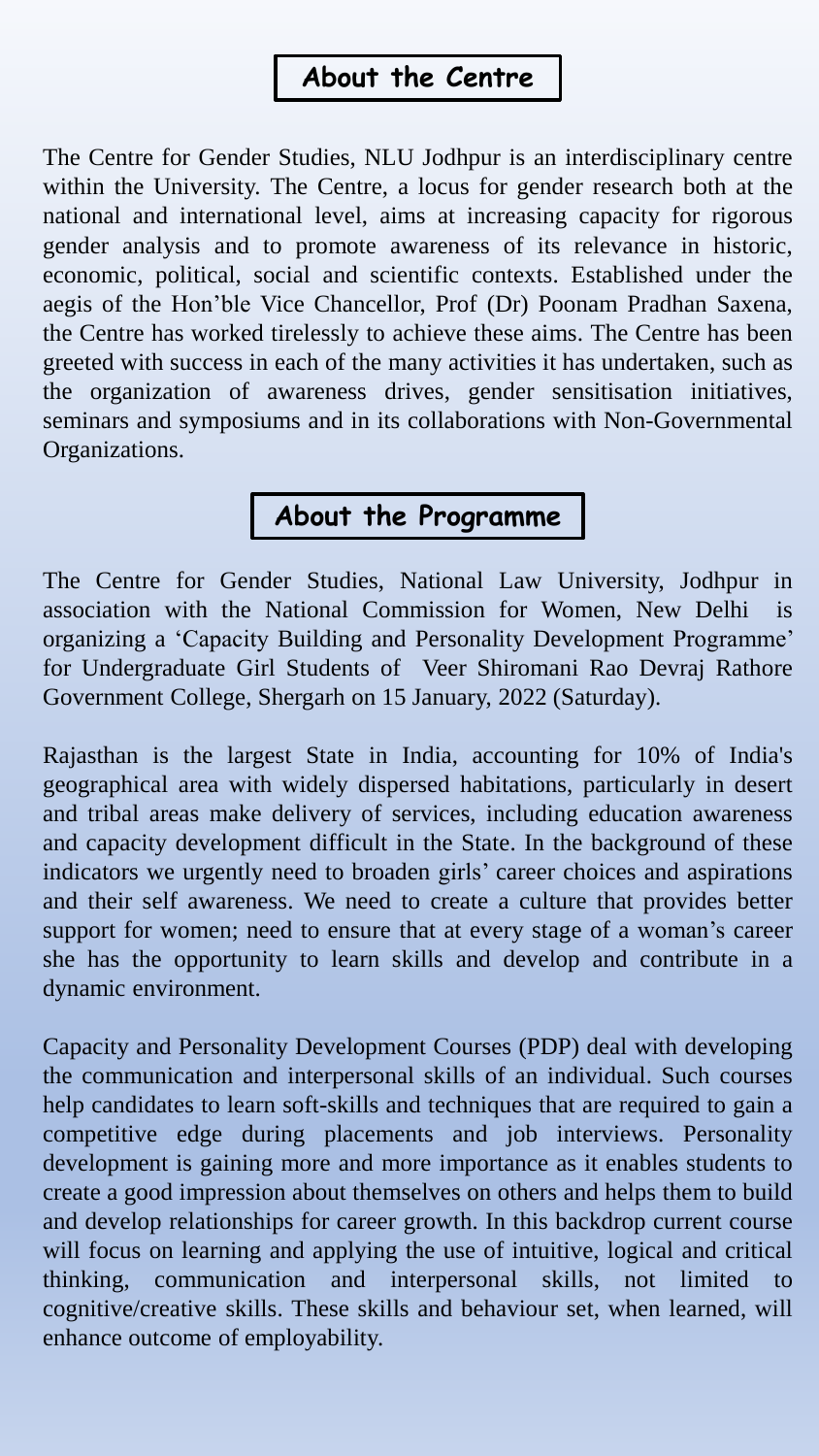## About the Centre

The Centre for Gender Studies, NLU Jodhpur is an interdisciplinary centre within the University. The Centre, a locus for gender research both at the national and international level, aims at increasing capacity for rigorous gender analysis and to promote awareness of its relevance in historic, economic, political, social and scientific contexts. Established under the aegis of the Hon'ble Vice Chancellor, Prof (Dr) Poonam Pradhan Saxena, the Centre has worked tirelessly to achieve these aims. The Centre has been greeted with success in each of the many activities it has undertaken, such as the organization of awareness drives, gender sensitisation initiatives, seminars and symposiums and in its collaborations with Non-Governmental Organizations.

## About the Programme

The Centre for Gender Studies, National Law University, Jodhpur in association with the National Commission for Women, New Delhi is organizing a 'Capacity Building and Personality Development Programme' for Undergraduate Girl Students of Veer Shiromani Rao Devraj Rathore Government College, Shergarh on 15 January, 2022 (Saturday).

Rajasthan is the largest State in India, accounting for 10% of India's geographical area with widely dispersed habitations, particularly in desert and tribal areas make delivery of services, including education awareness and capacity development difficult in the State. In the background of these indicators we urgently need to broaden girls' career choices and aspirations and their self awareness. We need to create a culture that provides better support for women; need to ensure that at every stage of a woman's career she has the opportunity to learn skills and develop and contribute in a dynamic environment.

Capacity and Personality Development Courses (PDP) deal with developing the communication and interpersonal skills of an individual. Such courses help candidates to learn soft-skills and techniques that are required to gain a competitive edge during placements and job interviews. Personality development is gaining more and more importance as it enables students to create a good impression about themselves on others and helps them to build and develop relationships for career growth. In this backdrop current course will focus on learning and applying the use of intuitive, logical and critical thinking, communication and interpersonal skills, not limited to cognitive/creative skills. These skills and behaviour set, when learned, will enhance outcome of employability.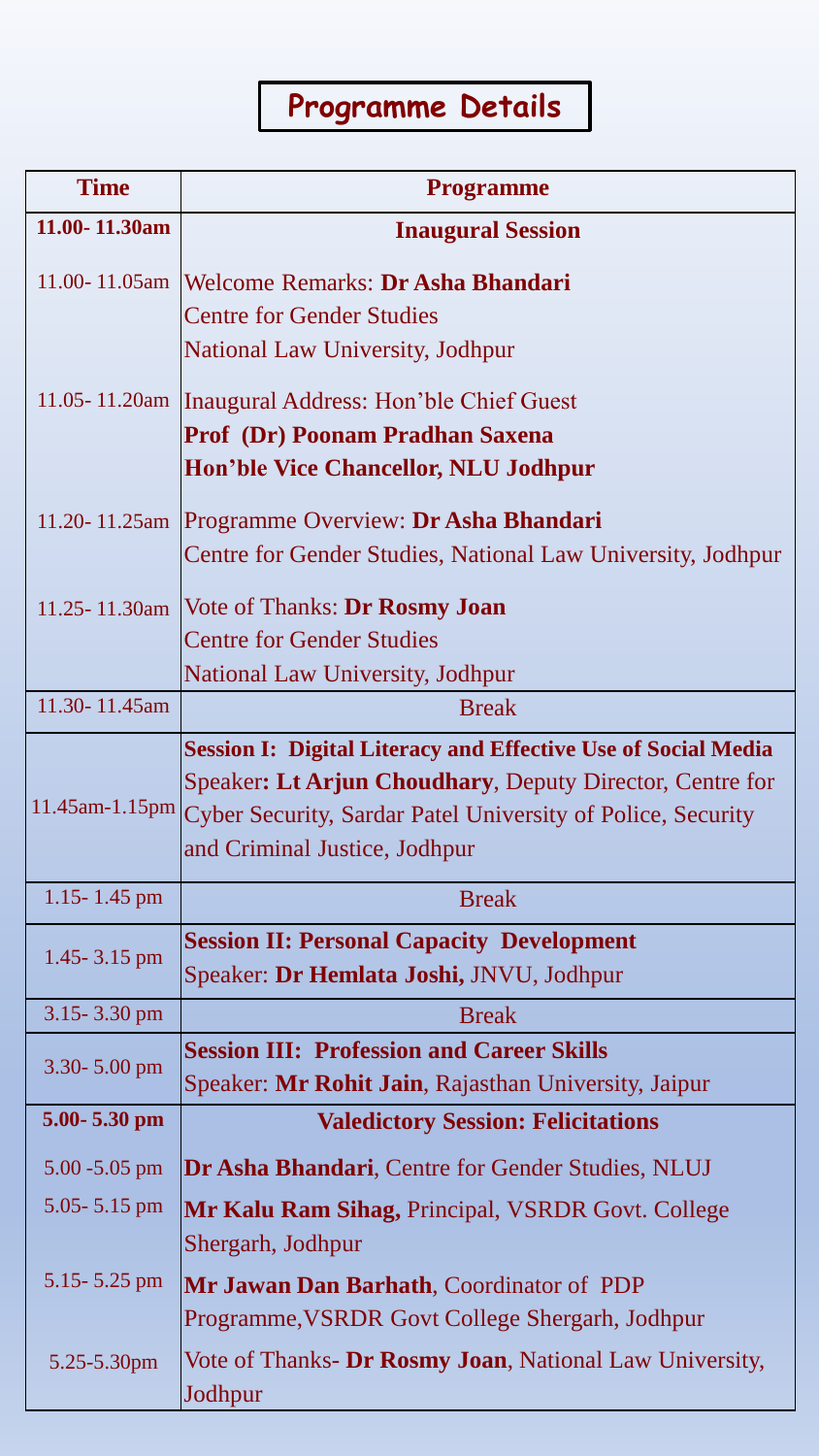# Programme Details

| Time | Programme |
|---|---|
| **11.00- 11.30am** | **Inaugural Session** |
| 11.00- 11.05am | Welcome Remarks: **Dr Asha Bhandari**<br>Centre for Gender Studies<br>National Law University, Jodhpur |
| 11.05- 11.20am | Inaugural Address: Hon'ble Chief Guest<br>**Prof (Dr) Poonam Pradhan Saxena**<br>**Hon'ble Vice Chancellor, NLU Jodhpur** |
| 11.20- 11.25am | Programme Overview: **Dr Asha Bhandari**<br>Centre for Gender Studies, National Law University, Jodhpur |
| 11.25- 11.30am | Vote of Thanks: **Dr Rosmy Joan**<br>Centre for Gender Studies<br>National Law University, Jodhpur |
| 11.30- 11.45am | Break |
| 11.45am-1.15pm | **Session I: Digital Literacy and Effective Use of Social Media**<br>Speaker**: Lt Arjun Choudhary**, Deputy Director, Centre for Cyber Security, Sardar Patel University of Police, Security and Criminal Justice, Jodhpur |
| 1.15- 1.45 pm | Break |
| 1.45- 3.15 pm | **Session II: Personal Capacity Development**<br>Speaker: **Dr Hemlata Joshi,** JNVU, Jodhpur |
| 3.15- 3.30 pm | Break |
| 3.30- 5.00 pm | **Session III: Profession and Career Skills**<br>Speaker: **Mr Rohit Jain**, Rajasthan University, Jaipur |
| **5.00- 5.30 pm** | **Valedictory Session: Felicitations** |
| 5.00 -5.05 pm | **Dr Asha Bhandari**, Centre for Gender Studies, NLUJ |
| 5.05- 5.15 pm | **Mr Kalu Ram Sihag,** Principal, VSRDR Govt. College Shergarh, Jodhpur |
| 5.15- 5.25 pm | **Mr Jawan Dan Barhath**, Coordinator of PDP Programme,VSRDR Govt College Shergarh, Jodhpur |
| 5.25-5.30pm | Vote of Thanks- **Dr Rosmy Joan**, National Law University, Jodhpur |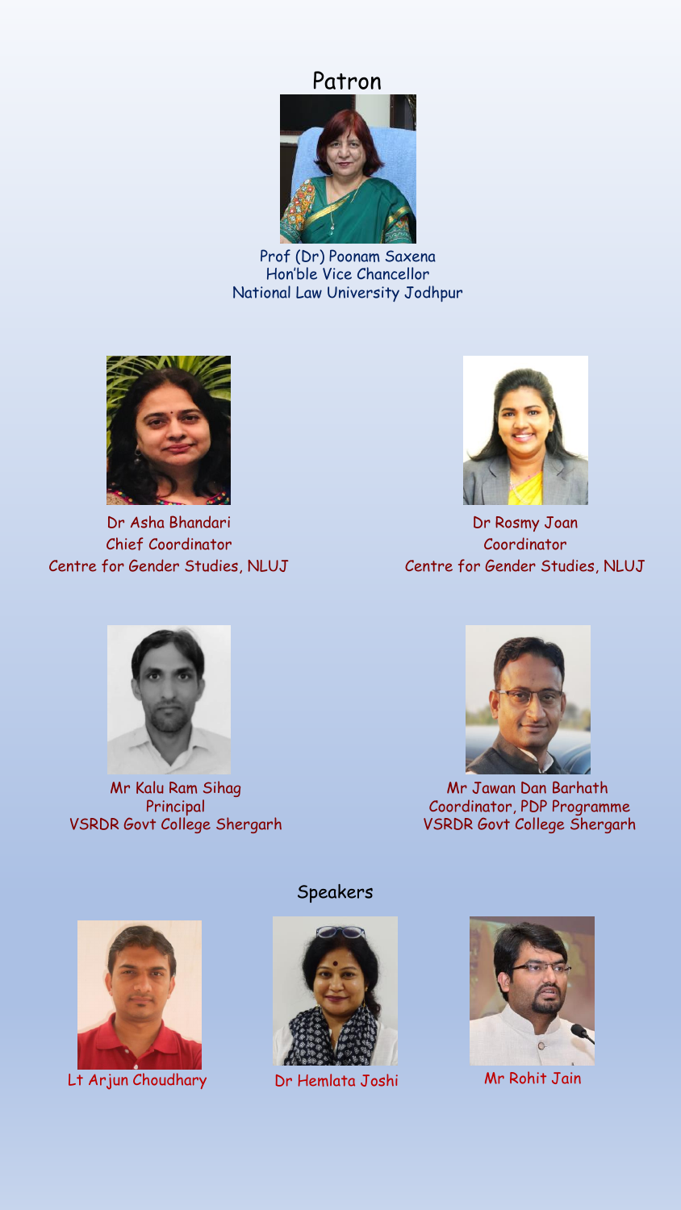## Patron

Prof (Dr) Poonam Saxena
Hon'ble Vice Chancellor
National Law University Jodhpur

Dr Asha Bhandari
Chief Coordinator
Centre for Gender Studies, NLUJ

Dr Rosmy Joan
Coordinator
Centre for Gender Studies, NLUJ

Mr Kalu Ram Sihag
Principal
VSRDR Govt College Shergarh

Mr Jawan Dan Barhath
Coordinator, PDP Programme
VSRDR Govt College Shergarh

## Speakers

Lt Arjun Choudhary

Dr Hemlata Joshi

Mr Rohit Jain